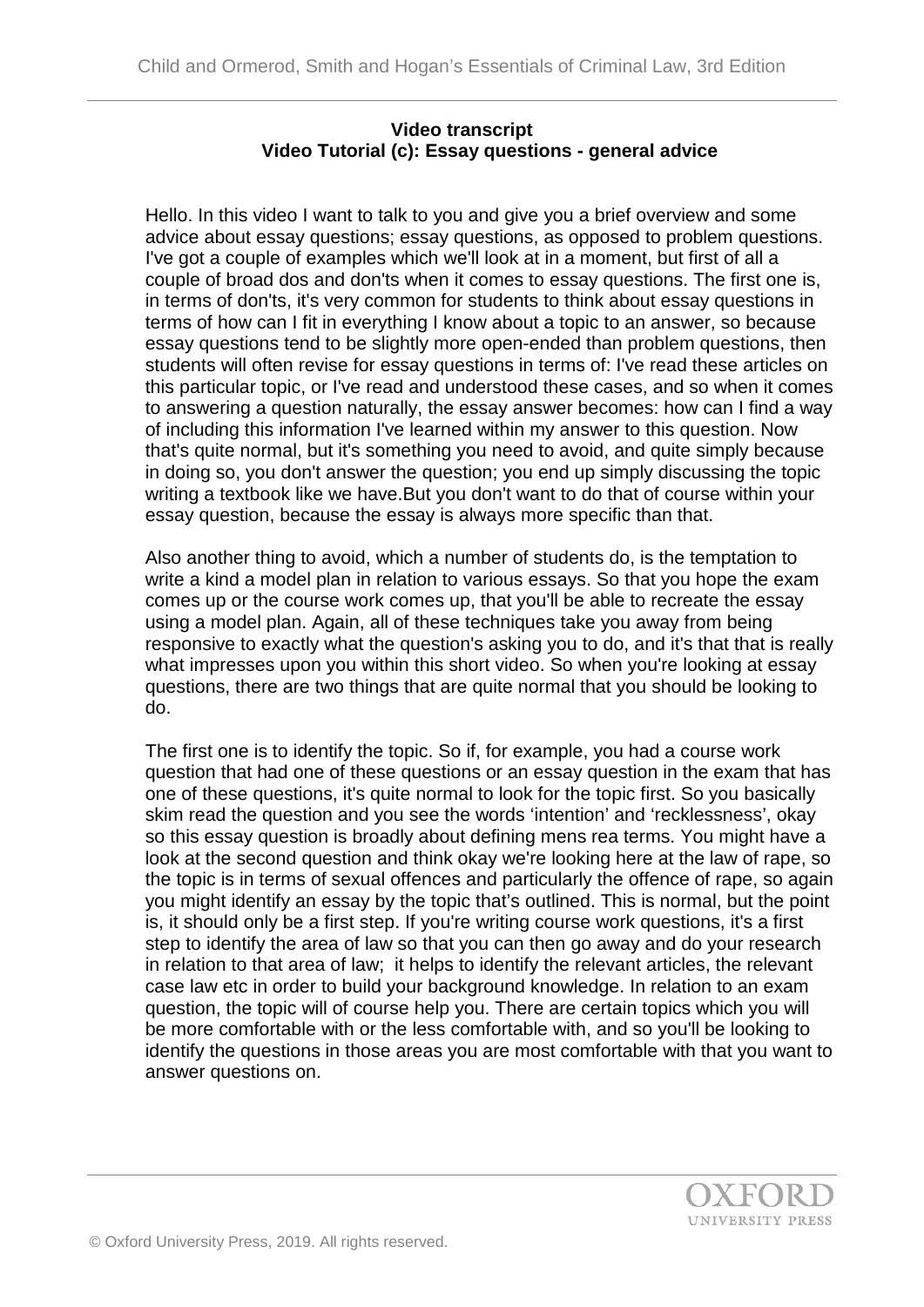**Video transcript**
**Video Tutorial (c): Essay questions - general advice**

Hello. In this video I want to talk to you and give you a brief overview and some advice about essay questions; essay questions, as opposed to problem questions. I've got a couple of examples which we'll look at in a moment, but first of all a couple of broad dos and don'ts when it comes to essay questions. The first one is, in terms of don'ts, it's very common for students to think about essay questions in terms of how can I fit in everything I know about a topic to an answer, so because essay questions tend to be slightly more open-ended than problem questions, then students will often revise for essay questions in terms of: I've read these articles on this particular topic, or I've read and understood these cases, and so when it comes to answering a question naturally, the essay answer becomes: how can I find a way of including this information I've learned within my answer to this question. Now that's quite normal, but it's something you need to avoid, and quite simply because in doing so, you don't answer the question; you end up simply discussing the topic writing a textbook like we have.But you don't want to do that of course within your essay question, because the essay is always more specific than that.

Also another thing to avoid, which a number of students do, is the temptation to write a kind a model plan in relation to various essays. So that you hope the exam comes up or the course work comes up, that you'll be able to recreate the essay using a model plan. Again, all of these techniques take you away from being responsive to exactly what the question's asking you to do, and it's that that is really what impresses upon you within this short video. So when you're looking at essay questions, there are two things that are quite normal that you should be looking to do.

The first one is to identify the topic. So if, for example, you had a course work question that had one of these questions or an essay question in the exam that has one of these questions, it's quite normal to look for the topic first. So you basically skim read the question and you see the words 'intention' and 'recklessness', okay so this essay question is broadly about defining mens rea terms. You might have a look at the second question and think okay we're looking here at the law of rape, so the topic is in terms of sexual offences and particularly the offence of rape, so again you might identify an essay by the topic that's outlined. This is normal, but the point is, it should only be a first step. If you're writing course work questions, it's a first step to identify the area of law so that you can then go away and do your research in relation to that area of law; it helps to identify the relevant articles, the relevant case law etc in order to build your background knowledge. In relation to an exam question, the topic will of course help you. There are certain topics which you will be more comfortable with or the less comfortable with, and so you'll be looking to identify the questions in those areas you are most comfortable with that you want to answer questions on.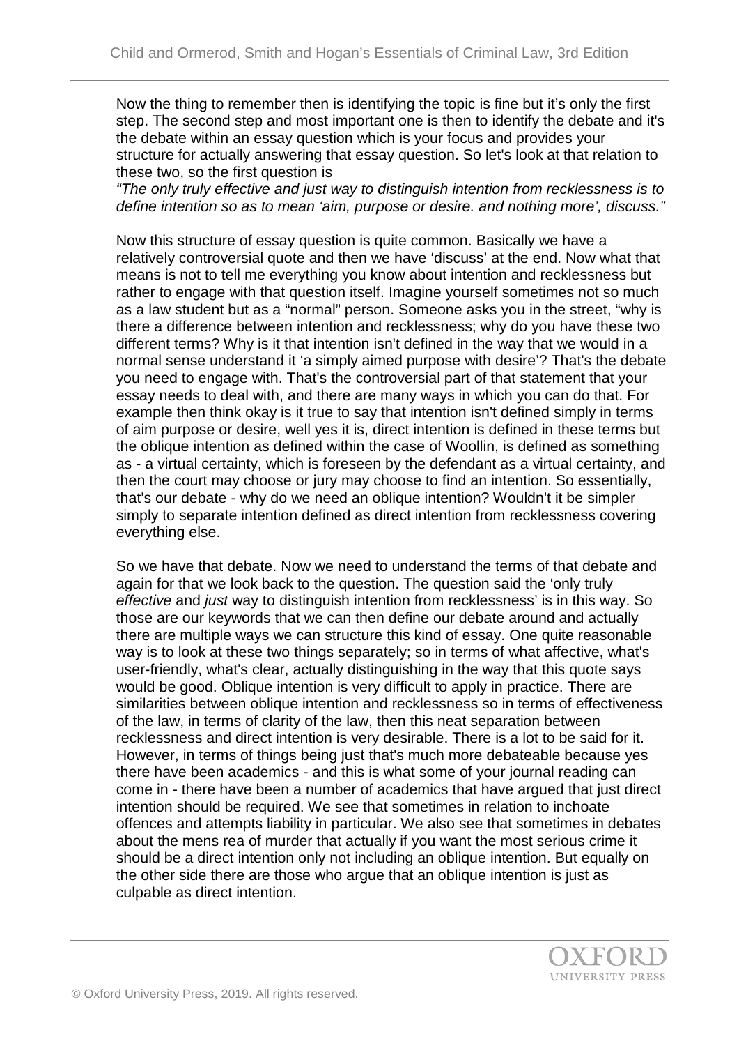Now the thing to remember then is identifying the topic is fine but it's only the first step. The second step and most important one is then to identify the debate and it's the debate within an essay question which is your focus and provides your structure for actually answering that essay question. So let's look at that relation to these two, so the first question is

*"The only truly effective and just way to distinguish intention from recklessness is to define intention so as to mean 'aim, purpose or desire. and nothing more', discuss."*

Now this structure of essay question is quite common. Basically we have a relatively controversial quote and then we have 'discuss' at the end. Now what that means is not to tell me everything you know about intention and recklessness but rather to engage with that question itself. Imagine yourself sometimes not so much as a law student but as a "normal" person. Someone asks you in the street, "why is there a difference between intention and recklessness; why do you have these two different terms? Why is it that intention isn't defined in the way that we would in a normal sense understand it 'a simply aimed purpose with desire'? That's the debate you need to engage with. That's the controversial part of that statement that your essay needs to deal with, and there are many ways in which you can do that. For example then think okay is it true to say that intention isn't defined simply in terms of aim purpose or desire, well yes it is, direct intention is defined in these terms but the oblique intention as defined within the case of Woollin, is defined as something as - a virtual certainty, which is foreseen by the defendant as a virtual certainty, and then the court may choose or jury may choose to find an intention. So essentially, that's our debate - why do we need an oblique intention? Wouldn't it be simpler simply to separate intention defined as direct intention from recklessness covering everything else.

So we have that debate. Now we need to understand the terms of that debate and again for that we look back to the question. The question said the 'only truly *effective* and *just* way to distinguish intention from recklessness' is in this way. So those are our keywords that we can then define our debate around and actually there are multiple ways we can structure this kind of essay. One quite reasonable way is to look at these two things separately; so in terms of what affective, what's user-friendly, what's clear, actually distinguishing in the way that this quote says would be good. Oblique intention is very difficult to apply in practice. There are similarities between oblique intention and recklessness so in terms of effectiveness of the law, in terms of clarity of the law, then this neat separation between recklessness and direct intention is very desirable. There is a lot to be said for it. However, in terms of things being just that's much more debateable because yes there have been academics - and this is what some of your journal reading can come in - there have been a number of academics that have argued that just direct intention should be required. We see that sometimes in relation to inchoate offences and attempts liability in particular. We also see that sometimes in debates about the mens rea of murder that actually if you want the most serious crime it should be a direct intention only not including an oblique intention. But equally on the other side there are those who argue that an oblique intention is just as culpable as direct intention.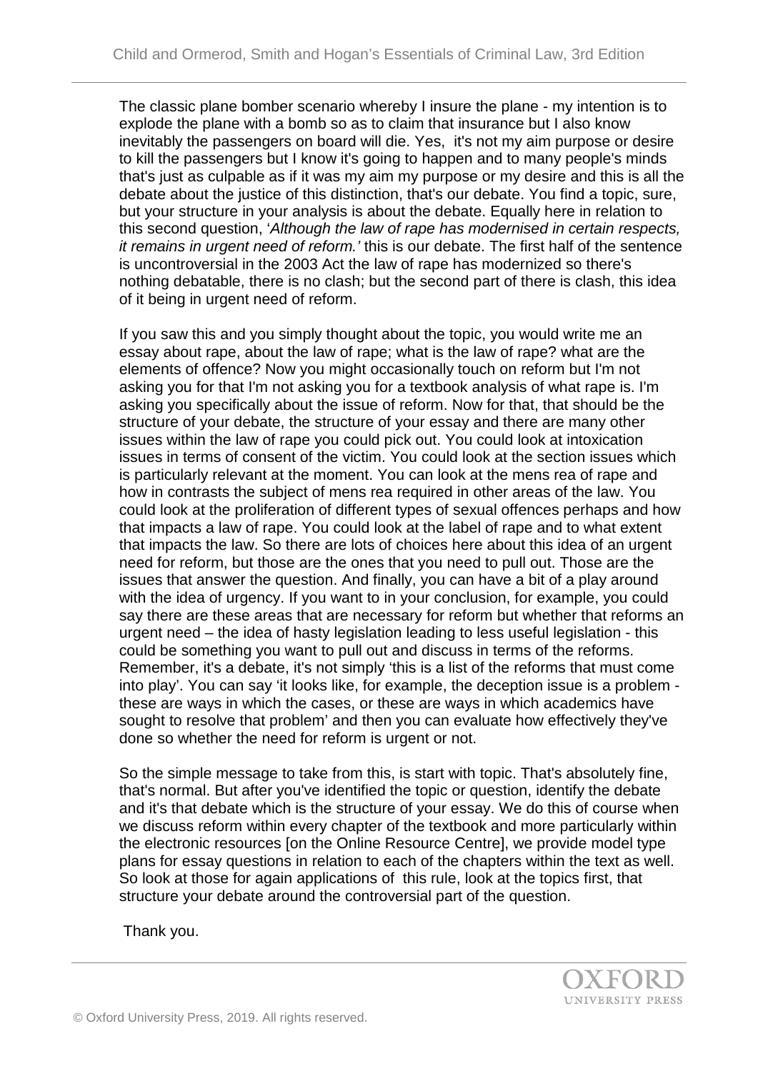The classic plane bomber scenario whereby I insure the plane - my intention is to explode the plane with a bomb so as to claim that insurance but I also know inevitably the passengers on board will die. Yes, it's not my aim purpose or desire to kill the passengers but I know it's going to happen and to many people's minds that's just as culpable as if it was my aim my purpose or my desire and this is all the debate about the justice of this distinction, that's our debate. You find a topic, sure, but your structure in your analysis is about the debate. Equally here in relation to this second question, '*Although the law of rape has modernised in certain respects, it remains in urgent need of reform.'* this is our debate. The first half of the sentence is uncontroversial in the 2003 Act the law of rape has modernized so there's nothing debatable, there is no clash; but the second part of there is clash, this idea of it being in urgent need of reform.

If you saw this and you simply thought about the topic, you would write me an essay about rape, about the law of rape; what is the law of rape? what are the elements of offence? Now you might occasionally touch on reform but I'm not asking you for that I'm not asking you for a textbook analysis of what rape is. I'm asking you specifically about the issue of reform. Now for that, that should be the structure of your debate, the structure of your essay and there are many other issues within the law of rape you could pick out. You could look at intoxication issues in terms of consent of the victim. You could look at the section issues which is particularly relevant at the moment. You can look at the mens rea of rape and how in contrasts the subject of mens rea required in other areas of the law. You could look at the proliferation of different types of sexual offences perhaps and how that impacts a law of rape. You could look at the label of rape and to what extent that impacts the law. So there are lots of choices here about this idea of an urgent need for reform, but those are the ones that you need to pull out. Those are the issues that answer the question. And finally, you can have a bit of a play around with the idea of urgency. If you want to in your conclusion, for example, you could say there are these areas that are necessary for reform but whether that reforms an urgent need – the idea of hasty legislation leading to less useful legislation - this could be something you want to pull out and discuss in terms of the reforms. Remember, it's a debate, it's not simply 'this is a list of the reforms that must come into play'. You can say 'it looks like, for example, the deception issue is a problem - these are ways in which the cases, or these are ways in which academics have sought to resolve that problem' and then you can evaluate how effectively they've done so whether the need for reform is urgent or not.

So the simple message to take from this, is start with topic. That's absolutely fine, that's normal. But after you've identified the topic or question, identify the debate and it's that debate which is the structure of your essay. We do this of course when we discuss reform within every chapter of the textbook and more particularly within the electronic resources [on the Online Resource Centre], we provide model type plans for essay questions in relation to each of the chapters within the text as well. So look at those for again applications of this rule, look at the topics first, that structure your debate around the controversial part of the question.

Thank you.